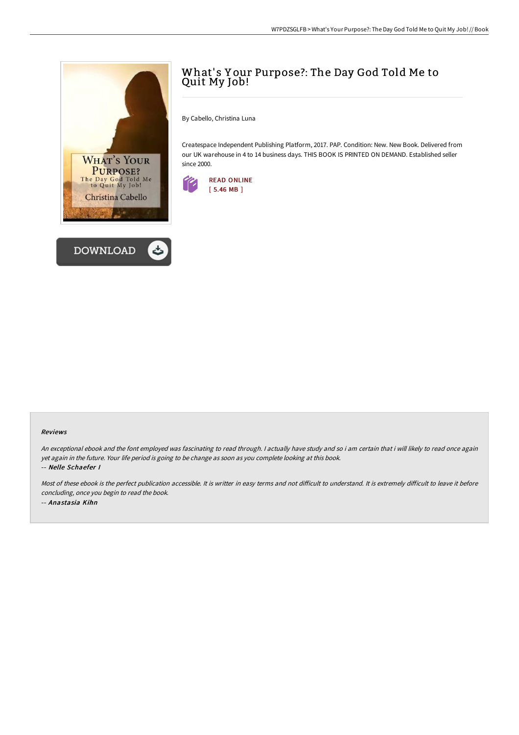# What's Your Purpose?: The Day God Told Me to Quit My Job!

By Cabello, Christina Luna

Createspace Independent Publishing Platform, 2017. PAP. Condition: New. New Book. Delivered from our UK warehouse in 4 to 14 business days. THIS BOOK IS PRINTED ON DEMAND. Established seller since 2000.

READ ONLINE
[ 5.46 MB ]

DOWNLOAD

## Reviews

*An exceptional ebook and the font employed was fascinating to read through. I actually have study and so i am certain that i will likely to read once again yet again in the future. Your life period is going to be change as soon as you complete looking at this book.*

-- ***Nelle Schaefer I***

*Most of these ebook is the perfect publication accessible. It is writter in easy terms and not difficult to understand. It is extremely difficult to leave it before concluding, once you begin to read the book.*

-- ***Anastasia Kihn***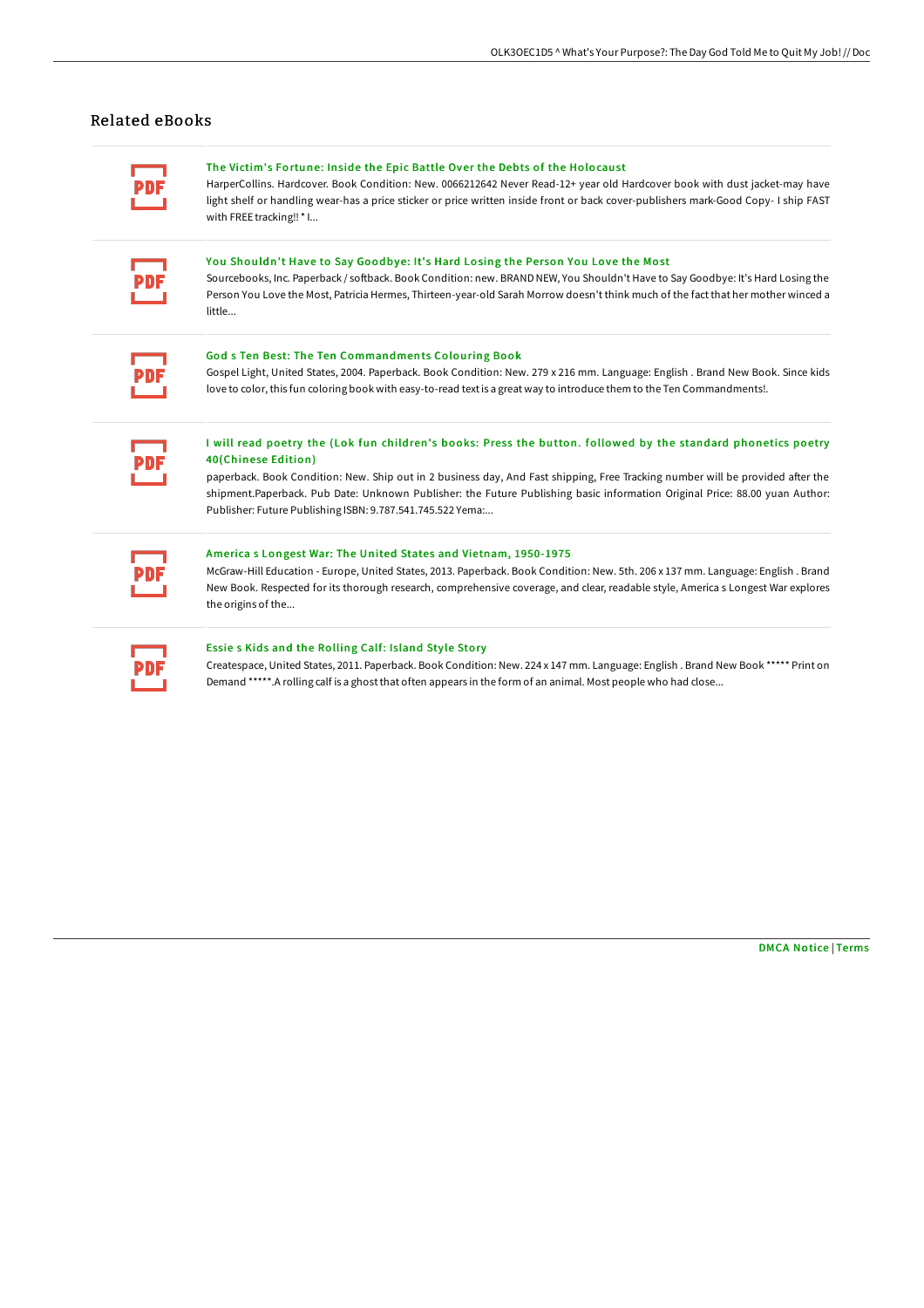## Related eBooks

**The Victim's Fortune: Inside the Epic Battle Over the Debts of the Holocaust**

HarperCollins. Hardcover. Book Condition: New. 0066212642 Never Read-12+ year old Hardcover book with dust jacket-may have light shelf or handling wear-has a price sticker or price written inside front or back cover-publishers mark-Good Copy- I ship FAST with FREE tracking!! * I...

**You Shouldn't Have to Say Goodbye: It's Hard Losing the Person You Love the Most**

Sourcebooks, Inc. Paperback / softback. Book Condition: new. BRAND NEW, You Shouldn't Have to Say Goodbye: It's Hard Losing the Person You Love the Most, Patricia Hermes, Thirteen-year-old Sarah Morrow doesn't think much of the fact that her mother winced a little...

**God s Ten Best: The Ten Commandments Colouring Book**

Gospel Light, United States, 2004. Paperback. Book Condition: New. 279 x 216 mm. Language: English . Brand New Book. Since kids love to color, this fun coloring book with easy-to-read text is a great way to introduce them to the Ten Commandments!.

**I will read poetry the (Lok fun children's books: Press the button. followed by the standard phonetics poetry 40(Chinese Edition)**

paperback. Book Condition: New. Ship out in 2 business day, And Fast shipping, Free Tracking number will be provided after the shipment.Paperback. Pub Date: Unknown Publisher: the Future Publishing basic information Original Price: 88.00 yuan Author: Publisher: Future Publishing ISBN: 9.787.541.745.522 Yema:...

**America s Longest War: The United States and Vietnam, 1950-1975**

McGraw-Hill Education - Europe, United States, 2013. Paperback. Book Condition: New. 5th. 206 x 137 mm. Language: English . Brand New Book. Respected for its thorough research, comprehensive coverage, and clear, readable style, America s Longest War explores the origins of the...

**Essie s Kids and the Rolling Calf: Island Style Story**

Createspace, United States, 2011. Paperback. Book Condition: New. 224 x 147 mm. Language: English . Brand New Book ***** Print on Demand *****.A rolling calf is a ghost that often appears in the form of an animal. Most people who had close...